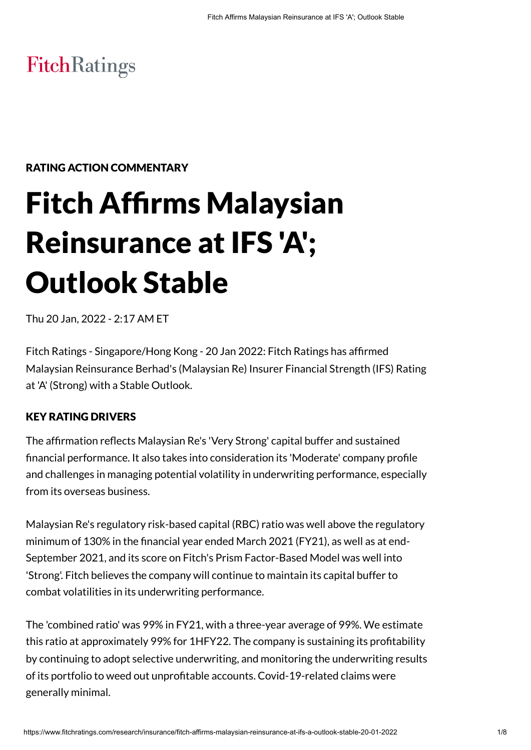FitchRatings

**RATING ACTION COMMENTARY**

# Fitch Affirms Malaysian Reinsurance at IFS 'A'; Outlook Stable

Thu 20 Jan, 2022 - 2:17 AM ET

Fitch Ratings - Singapore/Hong Kong - 20 Jan 2022: Fitch Ratings has affirmed Malaysian Reinsurance Berhad's (Malaysian Re) Insurer Financial Strength (IFS) Rating at 'A' (Strong) with a Stable Outlook.

## KEY RATING DRIVERS

The affirmation reflects Malaysian Re's 'Very Strong' capital buffer and sustained financial performance. It also takes into consideration its 'Moderate' company profile and challenges in managing potential volatility in underwriting performance, especially from its overseas business.

Malaysian Re's regulatory risk-based capital (RBC) ratio was well above the regulatory minimum of 130% in the financial year ended March 2021 (FY21), as well as at end-September 2021, and its score on Fitch's Prism Factor-Based Model was well into 'Strong'. Fitch believes the company will continue to maintain its capital buffer to combat volatilities in its underwriting performance.

The 'combined ratio' was 99% in FY21, with a three-year average of 99%. We estimate this ratio at approximately 99% for 1HFY22. The company is sustaining its profitability by continuing to adopt selective underwriting, and monitoring the underwriting results of its portfolio to weed out unprofitable accounts. Covid-19-related claims were generally minimal.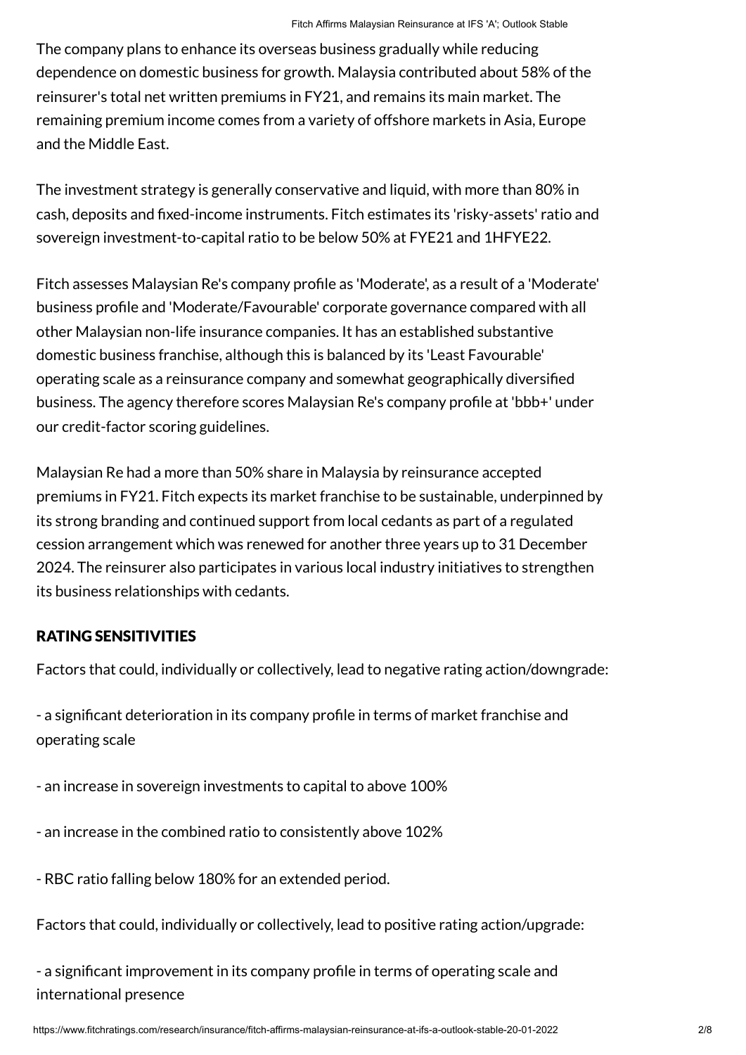The company plans to enhance its overseas business gradually while reducing dependence on domestic business for growth. Malaysia contributed about 58% of the reinsurer's total net written premiums in FY21, and remains its main market. The remaining premium income comes from a variety of offshore markets in Asia, Europe and the Middle East.

The investment strategy is generally conservative and liquid, with more than 80% in cash, deposits and fixed-income instruments. Fitch estimates its 'risky-assets' ratio and sovereign investment-to-capital ratio to be below 50% at FYE21 and 1HFYE22.

Fitch assesses Malaysian Re's company profile as 'Moderate', as a result of a 'Moderate' business profile and 'Moderate/Favourable' corporate governance compared with all other Malaysian non-life insurance companies. It has an established substantive domestic business franchise, although this is balanced by its 'Least Favourable' operating scale as a reinsurance company and somewhat geographically diversified business. The agency therefore scores Malaysian Re's company profile at 'bbb+' under our credit-factor scoring guidelines.

Malaysian Re had a more than 50% share in Malaysia by reinsurance accepted premiums in FY21. Fitch expects its market franchise to be sustainable, underpinned by its strong branding and continued support from local cedants as part of a regulated cession arrangement which was renewed for another three years up to 31 December 2024. The reinsurer also participates in various local industry initiatives to strengthen its business relationships with cedants.

## RATING SENSITIVITIES

Factors that could, individually or collectively, lead to negative rating action/downgrade:

- a significant deterioration in its company profile in terms of market franchise and operating scale

- an increase in sovereign investments to capital to above 100%

- an increase in the combined ratio to consistently above 102%

- RBC ratio falling below 180% for an extended period.

Factors that could, individually or collectively, lead to positive rating action/upgrade:

- a significant improvement in its company profile in terms of operating scale and international presence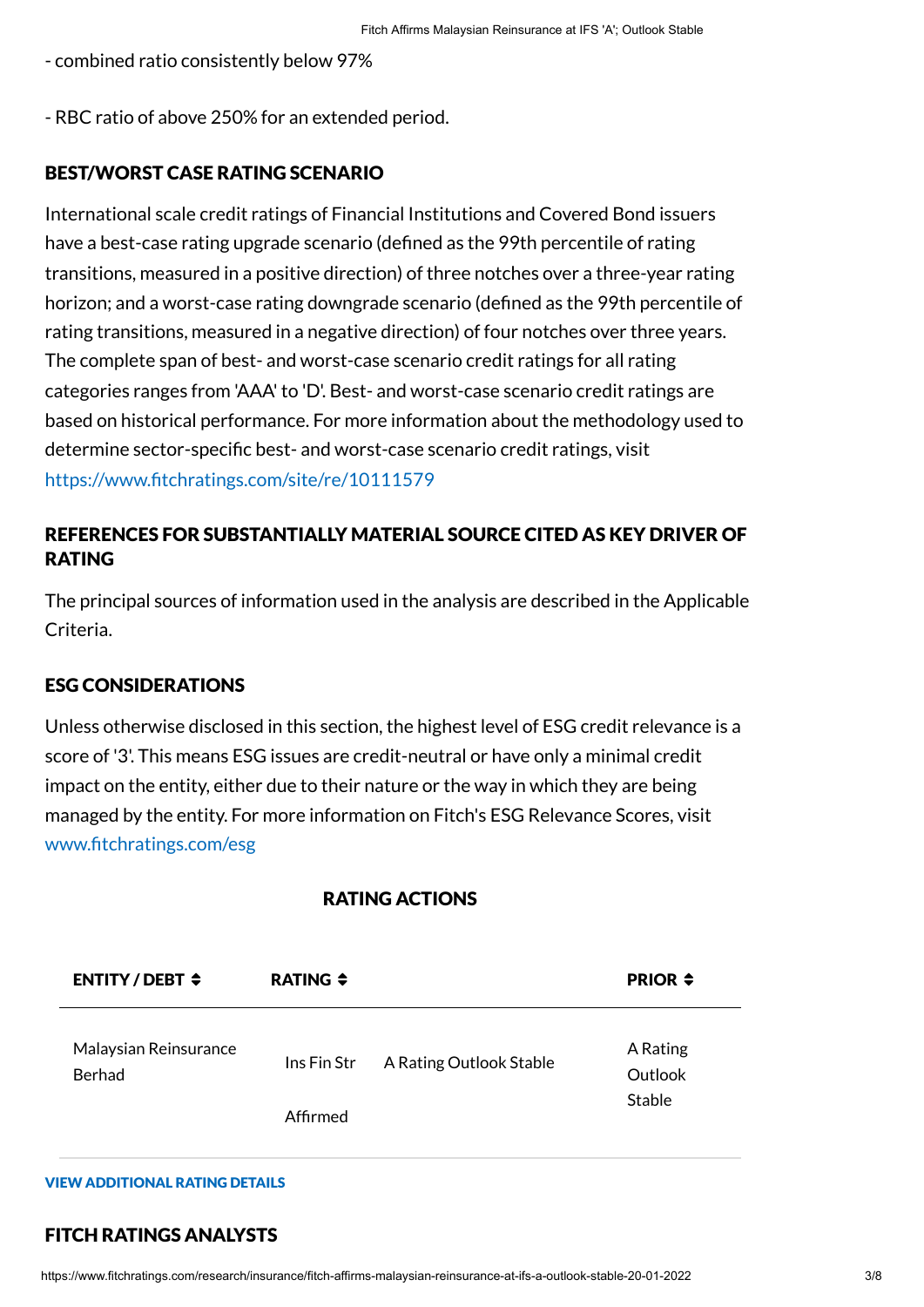- combined ratio consistently below 97%

- RBC ratio of above 250% for an extended period.

## BEST/WORST CASE RATING SCENARIO

International scale credit ratings of Financial Institutions and Covered Bond issuers have a best-case rating upgrade scenario (defined as the 99th percentile of rating transitions, measured in a positive direction) of three notches over a three-year rating horizon; and a worst-case rating downgrade scenario (defined as the 99th percentile of rating transitions, measured in a negative direction) of four notches over three years. The complete span of best- and worst-case scenario credit ratings for all rating categories ranges from 'AAA' to 'D'. Best- and worst-case scenario credit ratings are based on historical performance. For more information about the methodology used to determine sector-specific best- and worst-case scenario credit ratings, visit https://www.fitchratings.com/site/re/10111579

## REFERENCES FOR SUBSTANTIALLY MATERIAL SOURCE CITED AS KEY DRIVER OF RATING

The principal sources of information used in the analysis are described in the Applicable Criteria.

## ESG CONSIDERATIONS

Unless otherwise disclosed in this section, the highest level of ESG credit relevance is a score of '3'. This means ESG issues are credit-neutral or have only a minimal credit impact on the entity, either due to their nature or the way in which they are being managed by the entity. For more information on Fitch's ESG Relevance Scores, visit www.fitchratings.com/esg

### RATING ACTIONS

| ENTITY / DEBT | RATING | | PRIOR |
|---|---|---|---|
| Malaysian Reinsurance Berhad | Ins Fin Str | A Rating Outlook Stable | A Rating Outlook Stable |
| | Affirmed | | |

**VIEW ADDITIONAL RATING DETAILS**

## FITCH RATINGS ANALYSTS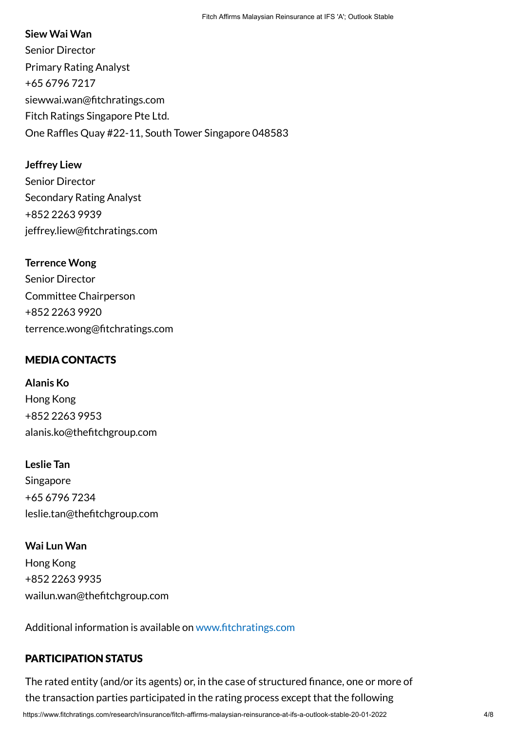**Siew Wai Wan**
Senior Director
Primary Rating Analyst
+65 6796 7217
siewwai.wan@fitchratings.com
Fitch Ratings Singapore Pte Ltd.
One Raffles Quay #22-11, South Tower Singapore 048583

**Jeffrey Liew**
Senior Director
Secondary Rating Analyst
+852 2263 9939
jeffrey.liew@fitchratings.com

**Terrence Wong**
Senior Director
Committee Chairperson
+852 2263 9920
terrence.wong@fitchratings.com

## MEDIA CONTACTS

**Alanis Ko**
Hong Kong
+852 2263 9953
alanis.ko@thefitchgroup.com

**Leslie Tan**
Singapore
+65 6796 7234
leslie.tan@thefitchgroup.com

**Wai Lun Wan**
Hong Kong
+852 2263 9935
wailun.wan@thefitchgroup.com

Additional information is available on www.fitchratings.com

## PARTICIPATION STATUS

The rated entity (and/or its agents) or, in the case of structured finance, one or more of the transaction parties participated in the rating process except that the following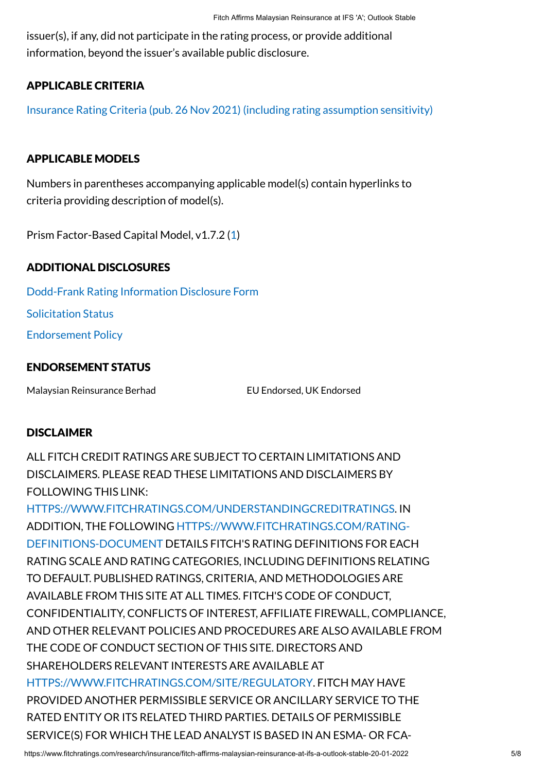issuer(s), if any, did not participate in the rating process, or provide additional information, beyond the issuer's available public disclosure.

## APPLICABLE CRITERIA

Insurance Rating Criteria (pub. 26 Nov 2021) (including rating assumption sensitivity)

## APPLICABLE MODELS

Numbers in parentheses accompanying applicable model(s) contain hyperlinks to criteria providing description of model(s).

Prism Factor-Based Capital Model, v1.7.2 (1)

## ADDITIONAL DISCLOSURES

Dodd-Frank Rating Information Disclosure Form

Solicitation Status

Endorsement Policy

## ENDORSEMENT STATUS

| | |
|---|---|
| Malaysian Reinsurance Berhad | EU Endorsed, UK Endorsed |

## DISCLAIMER

ALL FITCH CREDIT RATINGS ARE SUBJECT TO CERTAIN LIMITATIONS AND DISCLAIMERS. PLEASE READ THESE LIMITATIONS AND DISCLAIMERS BY FOLLOWING THIS LINK: HTTPS://WWW.FITCHRATINGS.COM/UNDERSTANDINGCREDITRATINGS. IN ADDITION, THE FOLLOWING HTTPS://WWW.FITCHRATINGS.COM/RATING-DEFINITIONS-DOCUMENT DETAILS FITCH'S RATING DEFINITIONS FOR EACH RATING SCALE AND RATING CATEGORIES, INCLUDING DEFINITIONS RELATING TO DEFAULT. PUBLISHED RATINGS, CRITERIA, AND METHODOLOGIES ARE AVAILABLE FROM THIS SITE AT ALL TIMES. FITCH'S CODE OF CONDUCT, CONFIDENTIALITY, CONFLICTS OF INTEREST, AFFILIATE FIREWALL, COMPLIANCE, AND OTHER RELEVANT POLICIES AND PROCEDURES ARE ALSO AVAILABLE FROM THE CODE OF CONDUCT SECTION OF THIS SITE. DIRECTORS AND SHAREHOLDERS RELEVANT INTERESTS ARE AVAILABLE AT HTTPS://WWW.FITCHRATINGS.COM/SITE/REGULATORY. FITCH MAY HAVE PROVIDED ANOTHER PERMISSIBLE SERVICE OR ANCILLARY SERVICE TO THE RATED ENTITY OR ITS RELATED THIRD PARTIES. DETAILS OF PERMISSIBLE SERVICE(S) FOR WHICH THE LEAD ANALYST IS BASED IN AN ESMA- OR FCA-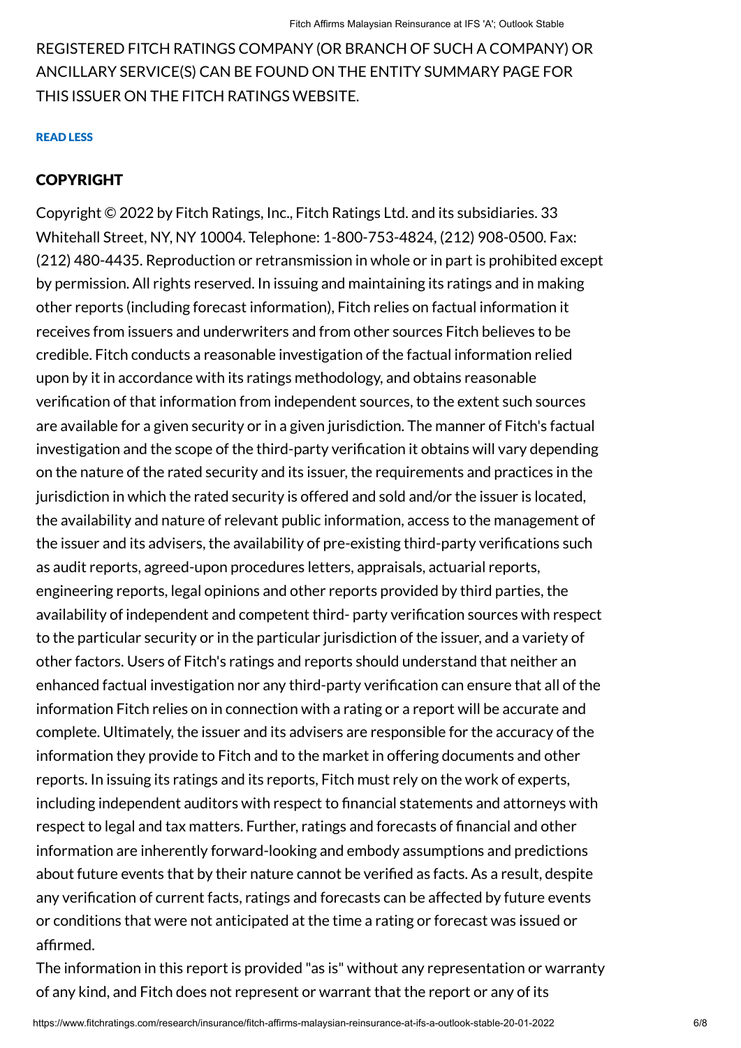REGISTERED FITCH RATINGS COMPANY (OR BRANCH OF SUCH A COMPANY) OR ANCILLARY SERVICE(S) CAN BE FOUND ON THE ENTITY SUMMARY PAGE FOR THIS ISSUER ON THE FITCH RATINGS WEBSITE.

READ LESS

## COPYRIGHT

Copyright © 2022 by Fitch Ratings, Inc., Fitch Ratings Ltd. and its subsidiaries. 33 Whitehall Street, NY, NY 10004. Telephone: 1-800-753-4824, (212) 908-0500. Fax: (212) 480-4435. Reproduction or retransmission in whole or in part is prohibited except by permission. All rights reserved. In issuing and maintaining its ratings and in making other reports (including forecast information), Fitch relies on factual information it receives from issuers and underwriters and from other sources Fitch believes to be credible. Fitch conducts a reasonable investigation of the factual information relied upon by it in accordance with its ratings methodology, and obtains reasonable verification of that information from independent sources, to the extent such sources are available for a given security or in a given jurisdiction. The manner of Fitch's factual investigation and the scope of the third-party verification it obtains will vary depending on the nature of the rated security and its issuer, the requirements and practices in the jurisdiction in which the rated security is offered and sold and/or the issuer is located, the availability and nature of relevant public information, access to the management of the issuer and its advisers, the availability of pre-existing third-party verifications such as audit reports, agreed-upon procedures letters, appraisals, actuarial reports, engineering reports, legal opinions and other reports provided by third parties, the availability of independent and competent third- party verification sources with respect to the particular security or in the particular jurisdiction of the issuer, and a variety of other factors. Users of Fitch's ratings and reports should understand that neither an enhanced factual investigation nor any third-party verification can ensure that all of the information Fitch relies on in connection with a rating or a report will be accurate and complete. Ultimately, the issuer and its advisers are responsible for the accuracy of the information they provide to Fitch and to the market in offering documents and other reports. In issuing its ratings and its reports, Fitch must rely on the work of experts, including independent auditors with respect to financial statements and attorneys with respect to legal and tax matters. Further, ratings and forecasts of financial and other information are inherently forward-looking and embody assumptions and predictions about future events that by their nature cannot be verified as facts. As a result, despite any verification of current facts, ratings and forecasts can be affected by future events or conditions that were not anticipated at the time a rating or forecast was issued or affirmed.

The information in this report is provided "as is" without any representation or warranty of any kind, and Fitch does not represent or warrant that the report or any of its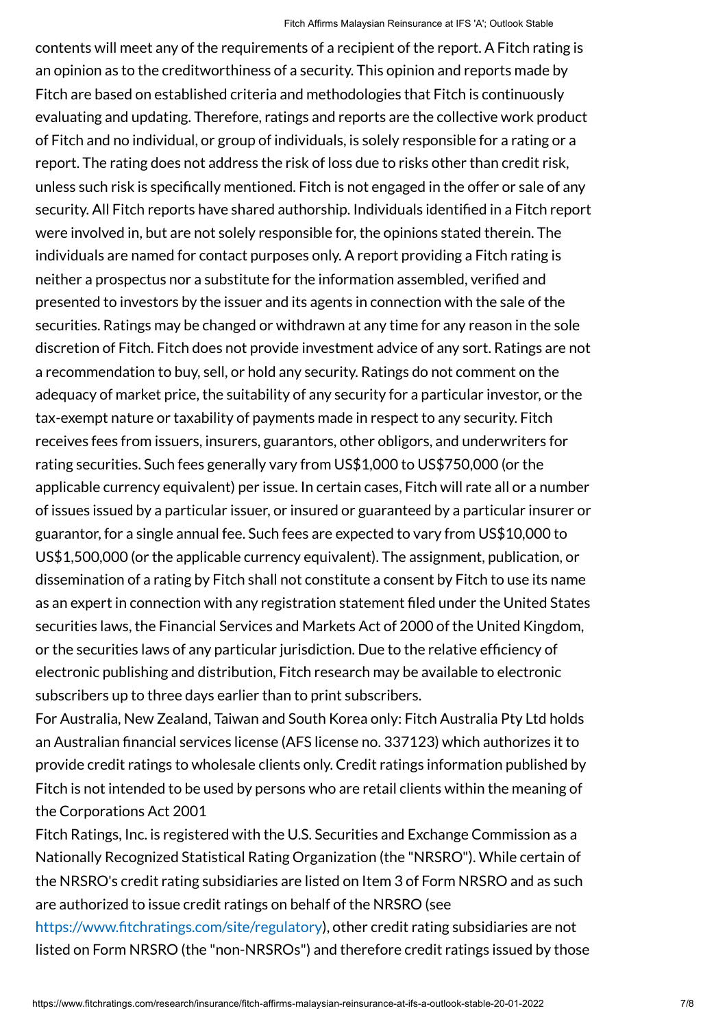contents will meet any of the requirements of a recipient of the report. A Fitch rating is an opinion as to the creditworthiness of a security. This opinion and reports made by Fitch are based on established criteria and methodologies that Fitch is continuously evaluating and updating. Therefore, ratings and reports are the collective work product of Fitch and no individual, or group of individuals, is solely responsible for a rating or a report. The rating does not address the risk of loss due to risks other than credit risk, unless such risk is specifically mentioned. Fitch is not engaged in the offer or sale of any security. All Fitch reports have shared authorship. Individuals identified in a Fitch report were involved in, but are not solely responsible for, the opinions stated therein. The individuals are named for contact purposes only. A report providing a Fitch rating is neither a prospectus nor a substitute for the information assembled, verified and presented to investors by the issuer and its agents in connection with the sale of the securities. Ratings may be changed or withdrawn at any time for any reason in the sole discretion of Fitch. Fitch does not provide investment advice of any sort. Ratings are not a recommendation to buy, sell, or hold any security. Ratings do not comment on the adequacy of market price, the suitability of any security for a particular investor, or the tax-exempt nature or taxability of payments made in respect to any security. Fitch receives fees from issuers, insurers, guarantors, other obligors, and underwriters for rating securities. Such fees generally vary from US$1,000 to US$750,000 (or the applicable currency equivalent) per issue. In certain cases, Fitch will rate all or a number of issues issued by a particular issuer, or insured or guaranteed by a particular insurer or guarantor, for a single annual fee. Such fees are expected to vary from US$10,000 to US$1,500,000 (or the applicable currency equivalent). The assignment, publication, or dissemination of a rating by Fitch shall not constitute a consent by Fitch to use its name as an expert in connection with any registration statement filed under the United States securities laws, the Financial Services and Markets Act of 2000 of the United Kingdom, or the securities laws of any particular jurisdiction. Due to the relative efficiency of electronic publishing and distribution, Fitch research may be available to electronic subscribers up to three days earlier than to print subscribers.

For Australia, New Zealand, Taiwan and South Korea only: Fitch Australia Pty Ltd holds an Australian financial services license (AFS license no. 337123) which authorizes it to provide credit ratings to wholesale clients only. Credit ratings information published by Fitch is not intended to be used by persons who are retail clients within the meaning of the Corporations Act 2001

Fitch Ratings, Inc. is registered with the U.S. Securities and Exchange Commission as a Nationally Recognized Statistical Rating Organization (the "NRSRO"). While certain of the NRSRO's credit rating subsidiaries are listed on Item 3 of Form NRSRO and as such are authorized to issue credit ratings on behalf of the NRSRO (see https://www.fitchratings.com/site/regulatory), other credit rating subsidiaries are not listed on Form NRSRO (the "non-NRSROs") and therefore credit ratings issued by those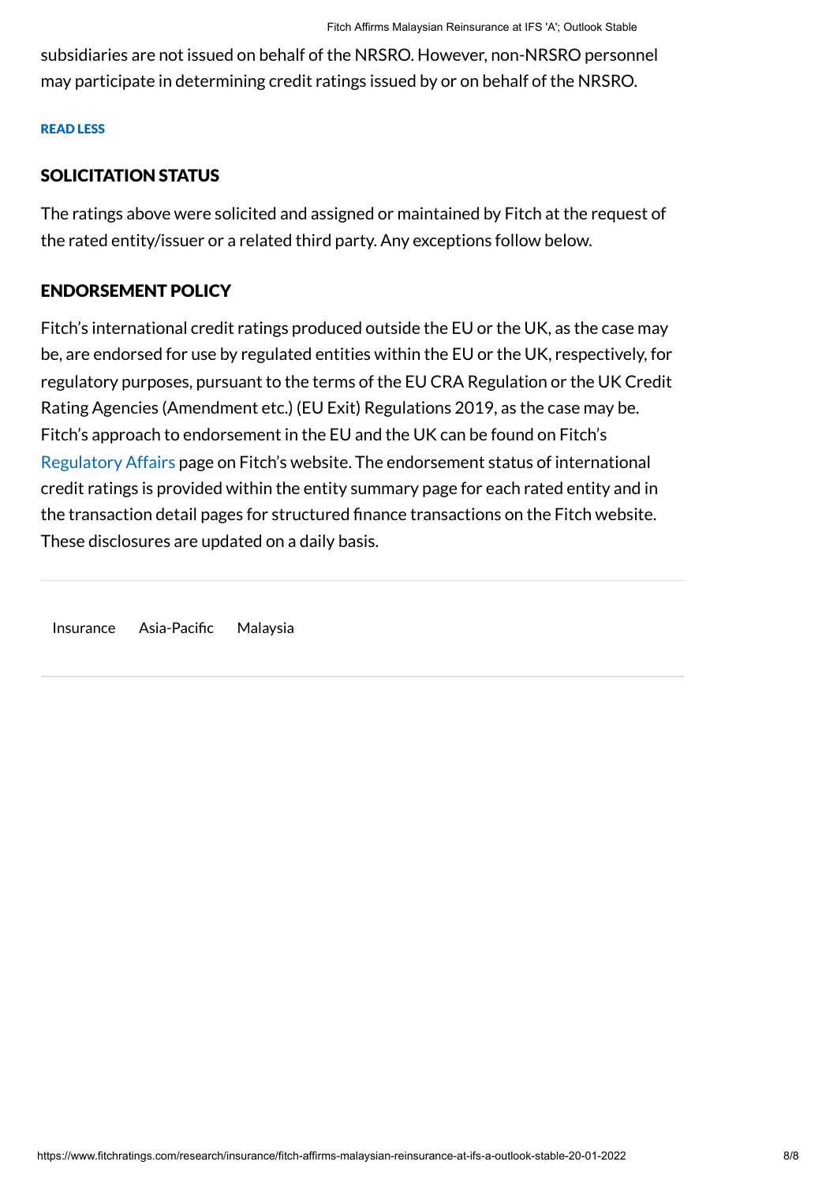subsidiaries are not issued on behalf of the NRSRO. However, non-NRSRO personnel may participate in determining credit ratings issued by or on behalf of the NRSRO.

READ LESS

## SOLICITATION STATUS

The ratings above were solicited and assigned or maintained by Fitch at the request of the rated entity/issuer or a related third party. Any exceptions follow below.

## ENDORSEMENT POLICY

Fitch's international credit ratings produced outside the EU or the UK, as the case may be, are endorsed for use by regulated entities within the EU or the UK, respectively, for regulatory purposes, pursuant to the terms of the EU CRA Regulation or the UK Credit Rating Agencies (Amendment etc.) (EU Exit) Regulations 2019, as the case may be. Fitch's approach to endorsement in the EU and the UK can be found on Fitch's Regulatory Affairs page on Fitch's website. The endorsement status of international credit ratings is provided within the entity summary page for each rated entity and in the transaction detail pages for structured finance transactions on the Fitch website. These disclosures are updated on a daily basis.

Insurance Asia-Pacific Malaysia